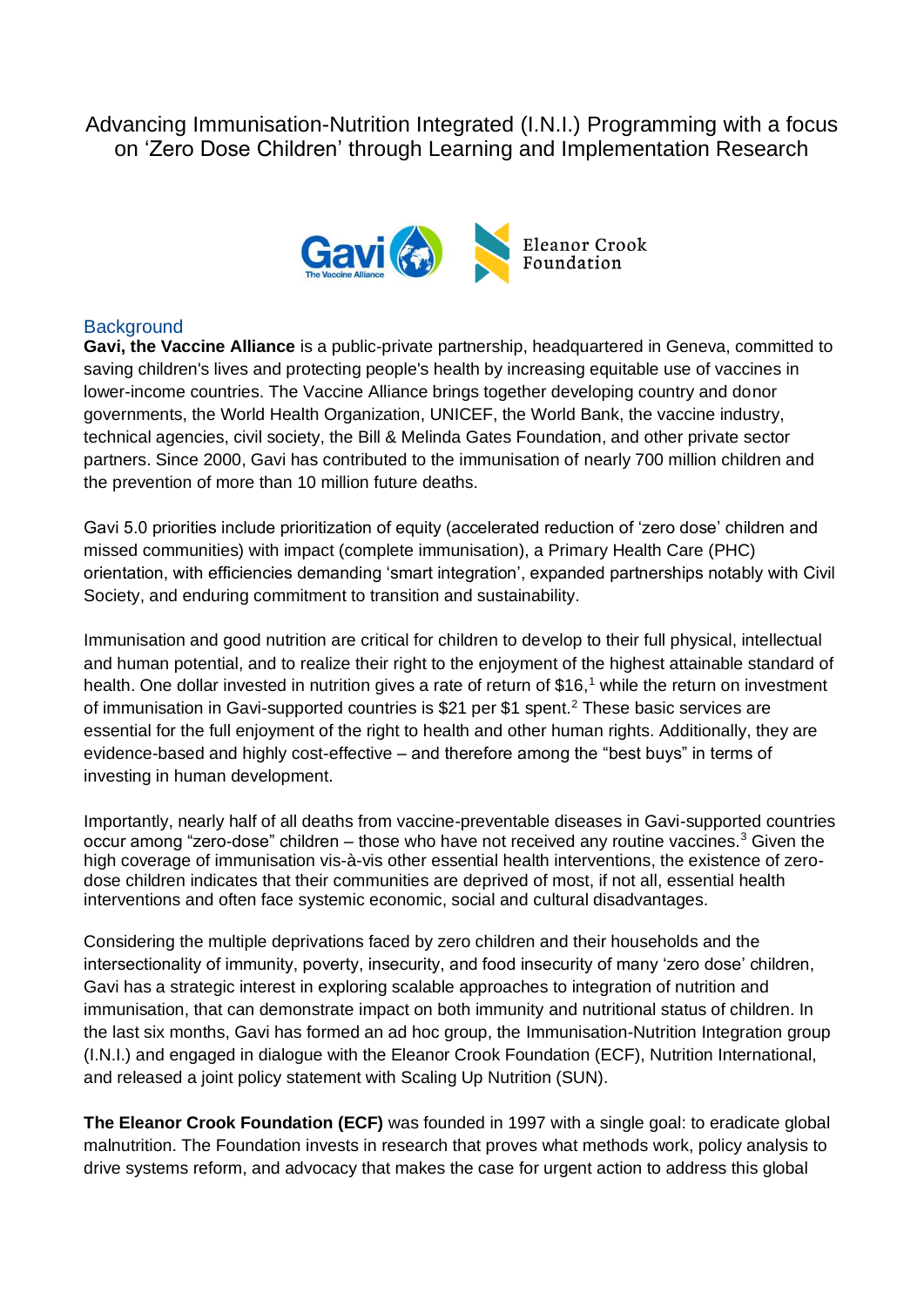# Advancing Immunisation-Nutrition Integrated (I.N.I.) Programming with a focus on 'Zero Dose Children' through Learning and Implementation Research

## Background

**Gavi, the Vaccine Alliance** is a public-private partnership, headquartered in Geneva, committed to saving children's lives and protecting people's health by increasing equitable use of vaccines in lower-income countries. The Vaccine Alliance brings together developing country and donor governments, the World Health Organization, UNICEF, the World Bank, the vaccine industry, technical agencies, civil society, the Bill & Melinda Gates Foundation, and other private sector partners. Since 2000, Gavi has contributed to the immunisation of nearly 700 million children and the prevention of more than 10 million future deaths.

Gavi 5.0 priorities include prioritization of equity (accelerated reduction of 'zero dose' children and missed communities) with impact (complete immunisation), a Primary Health Care (PHC) orientation, with efficiencies demanding 'smart integration', expanded partnerships notably with Civil Society, and enduring commitment to transition and sustainability.

Immunisation and good nutrition are critical for children to develop to their full physical, intellectual and human potential, and to realize their right to the enjoyment of the highest attainable standard of health. One dollar invested in nutrition gives a rate of return of $16,[1] while the return on investment of immunisation in Gavi-supported countries is $21 per $1 spent.[2] These basic services are essential for the full enjoyment of the right to health and other human rights. Additionally, they are evidence-based and highly cost-effective – and therefore among the "best buys" in terms of investing in human development.

Importantly, nearly half of all deaths from vaccine-preventable diseases in Gavi-supported countries occur among "zero-dose" children – those who have not received any routine vaccines.[3] Given the high coverage of immunisation vis-à-vis other essential health interventions, the existence of zero-dose children indicates that their communities are deprived of most, if not all, essential health interventions and often face systemic economic, social and cultural disadvantages.

Considering the multiple deprivations faced by zero children and their households and the intersectionality of immunity, poverty, insecurity, and food insecurity of many 'zero dose' children, Gavi has a strategic interest in exploring scalable approaches to integration of nutrition and immunisation, that can demonstrate impact on both immunity and nutritional status of children. In the last six months, Gavi has formed an ad hoc group, the Immunisation-Nutrition Integration group (I.N.I.) and engaged in dialogue with the Eleanor Crook Foundation (ECF), Nutrition International, and released a joint policy statement with Scaling Up Nutrition (SUN).

**The Eleanor Crook Foundation (ECF)** was founded in 1997 with a single goal: to eradicate global malnutrition. The Foundation invests in research that proves what methods work, policy analysis to drive systems reform, and advocacy that makes the case for urgent action to address this global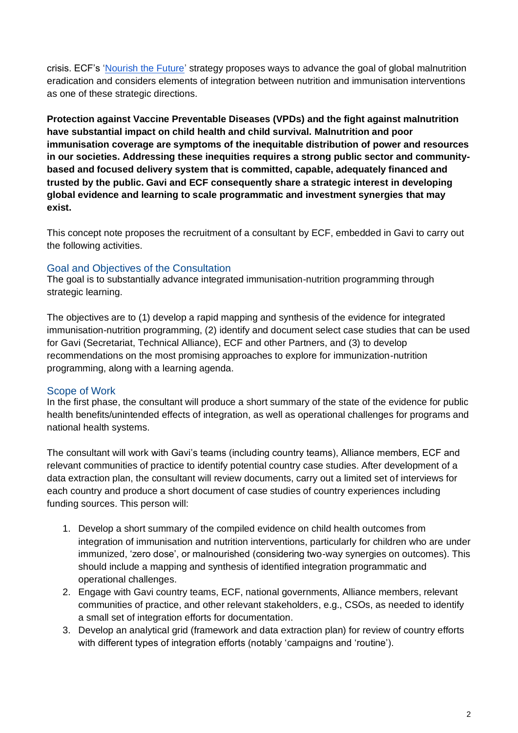crisis. ECF's '[Nourish the Future](#)' strategy proposes ways to advance the goal of global malnutrition eradication and considers elements of integration between nutrition and immunisation interventions as one of these strategic directions.

**Protection against Vaccine Preventable Diseases (VPDs) and the fight against malnutrition have substantial impact on child health and child survival. Malnutrition and poor immunisation coverage are symptoms of the inequitable distribution of power and resources in our societies. Addressing these inequities requires a strong public sector and community-based and focused delivery system that is committed, capable, adequately financed and trusted by the public. Gavi and ECF consequently share a strategic interest in developing global evidence and learning to scale programmatic and investment synergies that may exist.**

This concept note proposes the recruitment of a consultant by ECF, embedded in Gavi to carry out the following activities.

## Goal and Objectives of the Consultation

The goal is to substantially advance integrated immunisation-nutrition programming through strategic learning.

The objectives are to (1) develop a rapid mapping and synthesis of the evidence for integrated immunisation-nutrition programming, (2) identify and document select case studies that can be used for Gavi (Secretariat, Technical Alliance), ECF and other Partners, and (3) to develop recommendations on the most promising approaches to explore for immunization-nutrition programming, along with a learning agenda.

## Scope of Work

In the first phase, the consultant will produce a short summary of the state of the evidence for public health benefits/unintended effects of integration, as well as operational challenges for programs and national health systems.

The consultant will work with Gavi's teams (including country teams), Alliance members, ECF and relevant communities of practice to identify potential country case studies. After development of a data extraction plan, the consultant will review documents, carry out a limited set of interviews for each country and produce a short document of case studies of country experiences including funding sources. This person will:

1. Develop a short summary of the compiled evidence on child health outcomes from integration of immunisation and nutrition interventions, particularly for children who are under immunized, 'zero dose', or malnourished (considering two-way synergies on outcomes). This should include a mapping and synthesis of identified integration programmatic and operational challenges.
2. Engage with Gavi country teams, ECF, national governments, Alliance members, relevant communities of practice, and other relevant stakeholders, e.g., CSOs, as needed to identify a small set of integration efforts for documentation.
3. Develop an analytical grid (framework and data extraction plan) for review of country efforts with different types of integration efforts (notably 'campaigns and 'routine').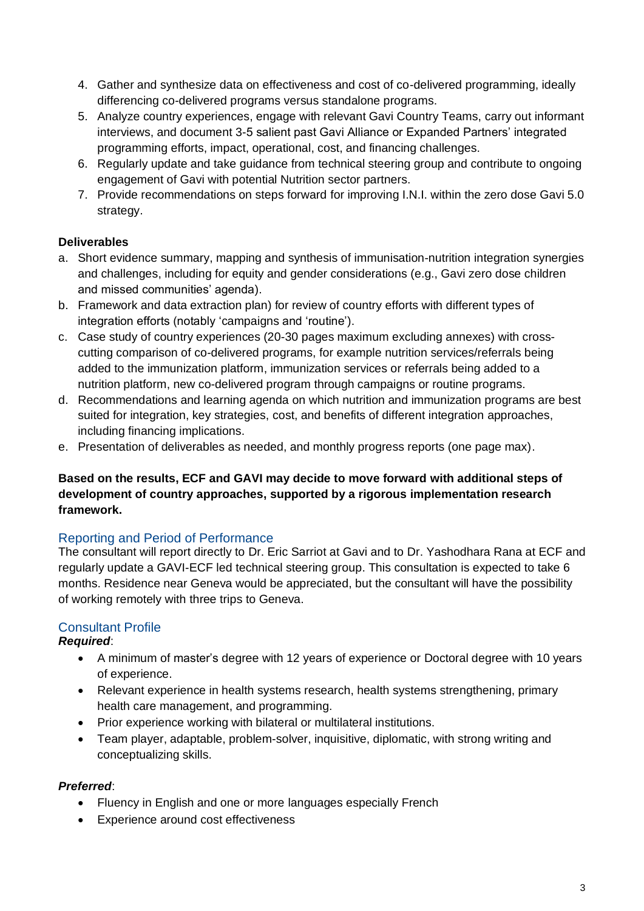4. Gather and synthesize data on effectiveness and cost of co-delivered programming, ideally differencing co-delivered programs versus standalone programs.
5. Analyze country experiences, engage with relevant Gavi Country Teams, carry out informant interviews, and document 3-5 salient past Gavi Alliance or Expanded Partners' integrated programming efforts, impact, operational, cost, and financing challenges.
6. Regularly update and take guidance from technical steering group and contribute to ongoing engagement of Gavi with potential Nutrition sector partners.
7. Provide recommendations on steps forward for improving I.N.I. within the zero dose Gavi 5.0 strategy.

**Deliverables**

a. Short evidence summary, mapping and synthesis of immunisation-nutrition integration synergies and challenges, including for equity and gender considerations (e.g., Gavi zero dose children and missed communities' agenda).
b. Framework and data extraction plan) for review of country efforts with different types of integration efforts (notably 'campaigns and 'routine').
c. Case study of country experiences (20-30 pages maximum excluding annexes) with cross-cutting comparison of co-delivered programs, for example nutrition services/referrals being added to the immunization platform, immunization services or referrals being added to a nutrition platform, new co-delivered program through campaigns or routine programs.
d. Recommendations and learning agenda on which nutrition and immunization programs are best suited for integration, key strategies, cost, and benefits of different integration approaches, including financing implications.
e. Presentation of deliverables as needed, and monthly progress reports (one page max).

**Based on the results, ECF and GAVI may decide to move forward with additional steps of development of country approaches, supported by a rigorous implementation research framework.**

## Reporting and Period of Performance

The consultant will report directly to Dr. Eric Sarriot at Gavi and to Dr. Yashodhara Rana at ECF and regularly update a GAVI-ECF led technical steering group. This consultation is expected to take 6 months. Residence near Geneva would be appreciated, but the consultant will have the possibility of working remotely with three trips to Geneva.

## Consultant Profile

***Required***:

- A minimum of master's degree with 12 years of experience or Doctoral degree with 10 years of experience.
- Relevant experience in health systems research, health systems strengthening, primary health care management, and programming.
- Prior experience working with bilateral or multilateral institutions.
- Team player, adaptable, problem-solver, inquisitive, diplomatic, with strong writing and conceptualizing skills.

***Preferred***:

- Fluency in English and one or more languages especially French
- Experience around cost effectiveness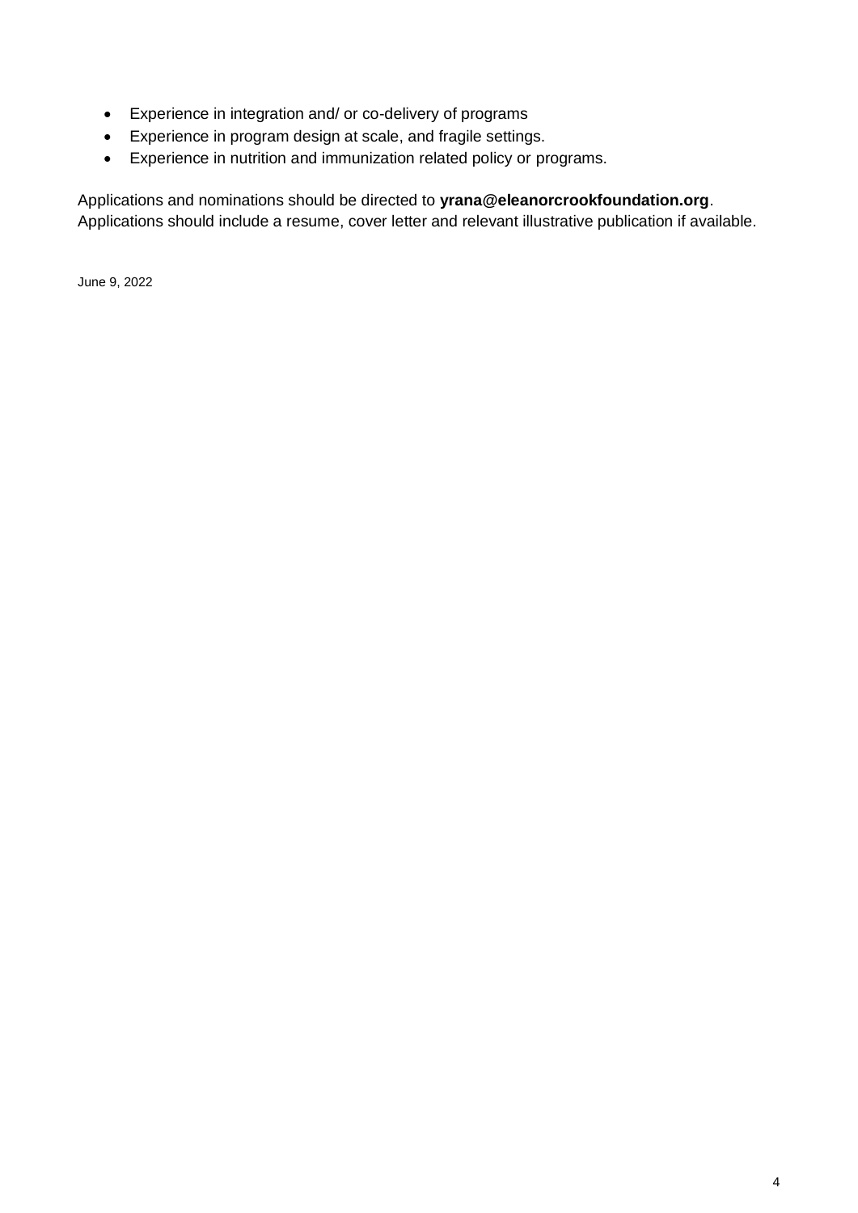- Experience in integration and/ or co-delivery of programs
- Experience in program design at scale, and fragile settings.
- Experience in nutrition and immunization related policy or programs.

Applications and nominations should be directed to **yrana@eleanorcrookfoundation.org**. Applications should include a resume, cover letter and relevant illustrative publication if available.

June 9, 2022